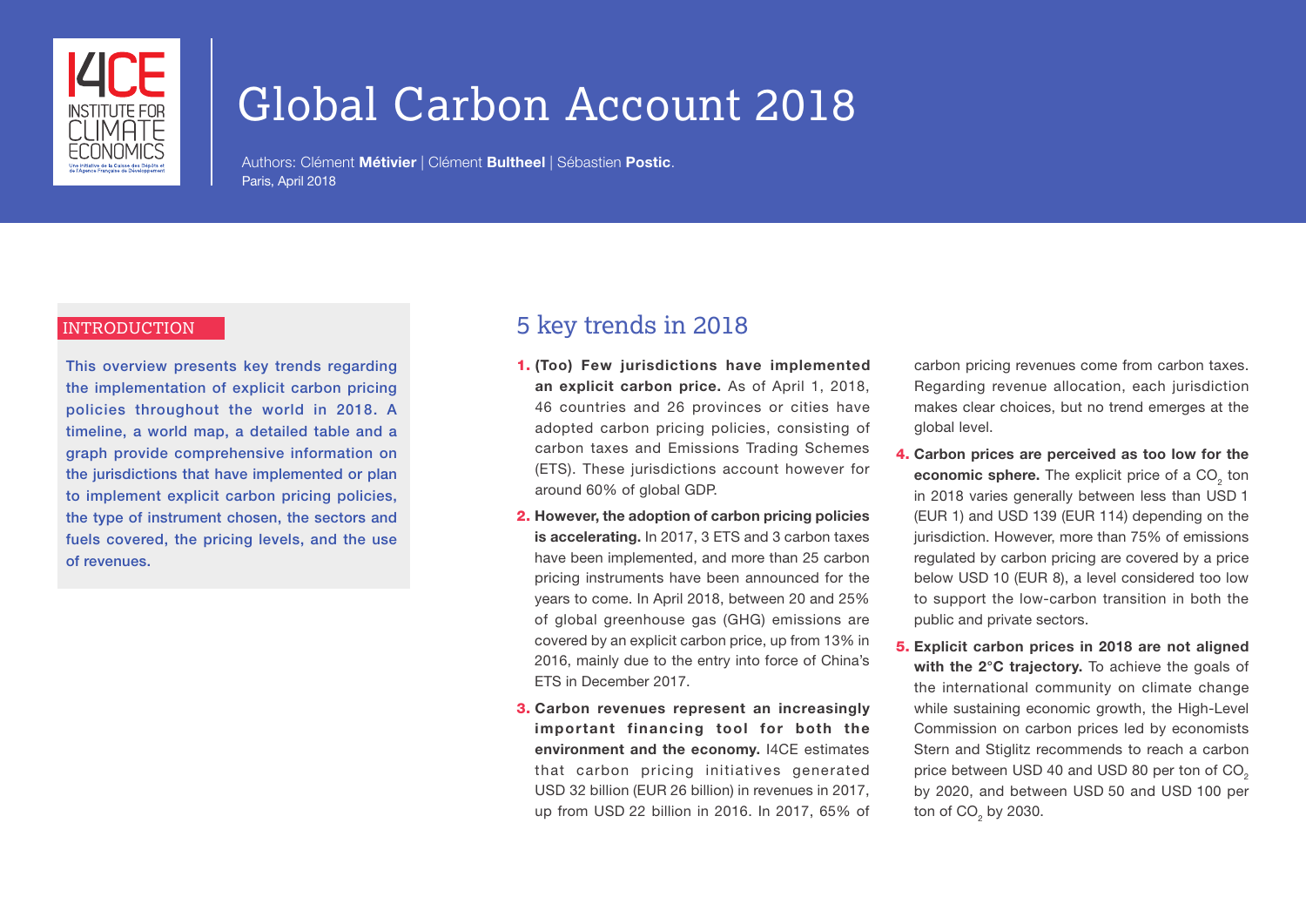# Global Carbon Account 2018

Authors: Clément **Métivier** | Clément **Bultheel** | Sébastien **Postic**.
Paris, April 2018

## INTRODUCTION

This overview presents key trends regarding the implementation of explicit carbon pricing policies throughout the world in 2018. A timeline, a world map, a detailed table and a graph provide comprehensive information on the jurisdictions that have implemented or plan to implement explicit carbon pricing policies, the type of instrument chosen, the sectors and fuels covered, the pricing levels, and the use of revenues.

## 5 key trends in 2018

1. **(Too) Few jurisdictions have implemented an explicit carbon price.** As of April 1, 2018, 46 countries and 26 provinces or cities have adopted carbon pricing policies, consisting of carbon taxes and Emissions Trading Schemes (ETS). These jurisdictions account however for around 60% of global GDP.
2. **However, the adoption of carbon pricing policies is accelerating.** In 2017, 3 ETS and 3 carbon taxes have been implemented, and more than 25 carbon pricing instruments have been announced for the years to come. In April 2018, between 20 and 25% of global greenhouse gas (GHG) emissions are covered by an explicit carbon price, up from 13% in 2016, mainly due to the entry into force of China's ETS in December 2017.
3. **Carbon revenues represent an increasingly important financing tool for both the environment and the economy.** I4CE estimates that carbon pricing initiatives generated USD 32 billion (EUR 26 billion) in revenues in 2017, up from USD 22 billion in 2016. In 2017, 65% of carbon pricing revenues come from carbon taxes. Regarding revenue allocation, each jurisdiction makes clear choices, but no trend emerges at the global level.
4. **Carbon prices are perceived as too low for the economic sphere.** The explicit price of a $CO_2$ ton in 2018 varies generally between less than USD 1 (EUR 1) and USD 139 (EUR 114) depending on the jurisdiction. However, more than 75% of emissions regulated by carbon pricing are covered by a price below USD 10 (EUR 8), a level considered too low to support the low-carbon transition in both the public and private sectors.
5. **Explicit carbon prices in 2018 are not aligned with the 2°C trajectory.** To achieve the goals of the international community on climate change while sustaining economic growth, the High-Level Commission on carbon prices led by economists Stern and Stiglitz recommends to reach a carbon price between USD 40 and USD 80 per ton of $CO_2$ by 2020, and between USD 50 and USD 100 per ton of $CO_2$ by 2030.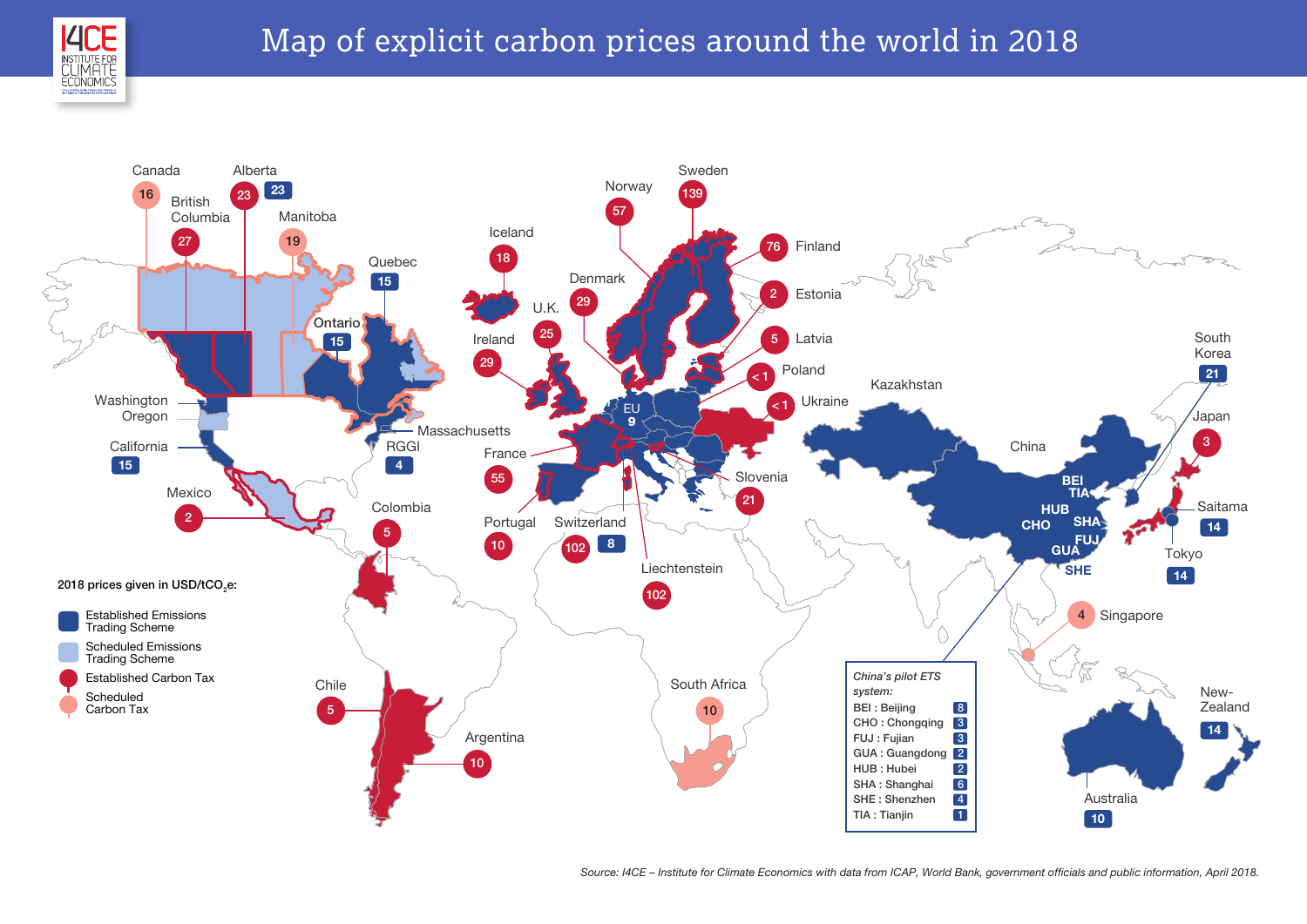# Map of explicit carbon prices around the world in 2018

2018 prices given in USD/t$CO_2$e:

- Established Emissions Trading Scheme
- Scheduled Emissions Trading Scheme
- Established Carbon Tax
- Scheduled Carbon Tax

| Jurisdiction | Price |
| --- | --- |
| Canada | 16 |
| Alberta | 23 / 23 |
| British Columbia | 27 |
| Manitoba | 19 |
| Quebec | 15 |
| Ontario | 15 |
| Washington, Oregon | |
| California | 15 |
| Massachusetts | |
| RGGI | 4 |
| Mexico | 2 |
| Colombia | 5 |
| Chile | 5 |
| Argentina | 10 |
| Iceland | 18 |
| Ireland | 29 |
| U.K. | 25 |
| Denmark | 29 |
| Norway | 57 |
| Sweden | 139 |
| Finland | 76 |
| Estonia | 2 |
| Latvia | 5 |
| Poland | < 1 |
| Ukraine | < 1 |
| EU | 9 |
| France | 55 |
| Portugal | 10 |
| Switzerland | 102 / 8 |
| Liechtenstein | 102 |
| Slovenia | 21 |
| South Africa | 10 |
| Kazakhstan | |
| China | |
| South Korea | 21 |
| Japan | 3 |
| Saitama | 14 |
| Tokyo | 14 |
| Singapore | 4 |
| Australia | 10 |
| New-Zealand | 14 |

*China's pilot ETS system:*

| Pilot | Price |
| --- | --- |
| BEI : Beijing | 8 |
| CHO : Chongqing | 3 |
| FUJ : Fujian | 3 |
| GUA : Guangdong | 2 |
| HUB : Hubei | 2 |
| SHA : Shanghai | 6 |
| SHE : Shenzhen | 4 |
| TIA : Tianjin | 1 |

*Source: I4CE – Institute for Climate Economics with data from ICAP, World Bank, government officials and public information, April 2018.*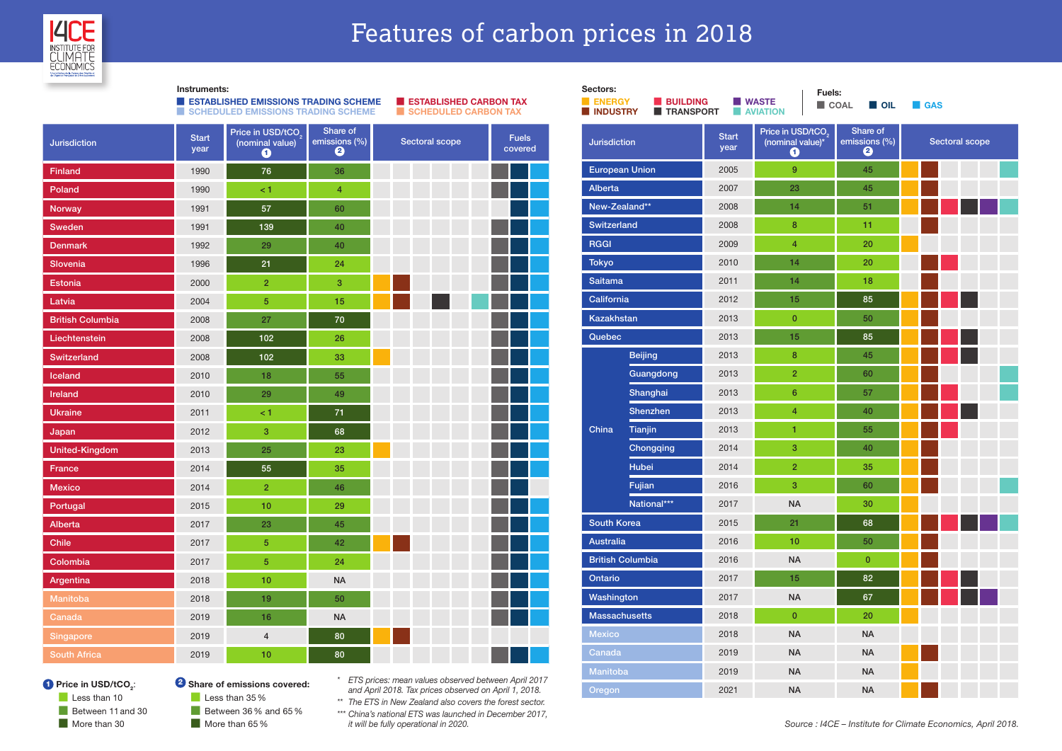# Features of carbon prices in 2018

**Instruments:**
- ESTABLISHED EMISSIONS TRADING SCHEME
- SCHEDULED EMISSIONS TRADING SCHEME
- ESTABLISHED CARBON TAX
- SCHEDULED CARBON TAX

**Sectors:** ENERGY, INDUSTRY, BUILDING, TRANSPORT, WASTE, AVIATION

**Fuels:** COAL, OIL, GAS

## Carbon taxes

| Jurisdiction | Instrument | Start year | Price in USD/t$CO_2$ (nominal value) ❶ | Share of emissions (%) ❷ | Sectoral scope: Energy | Industry | Building | Transport | Waste | Aviation | Fuels covered: Coal | Oil | Gas |
|---|---|---|---|---|---|---|---|---|---|---|---|---|---|
| Finland | Established carbon tax | 1990 | 76 | 36 | | | | | | | X | X | X |
| Poland | Established carbon tax | 1990 | < 1 | 4 | | | | | | | X | X | X |
| Norway | Established carbon tax | 1991 | 57 | 60 | | | | | | | | X | X |
| Sweden | Established carbon tax | 1991 | 139 | 40 | | | | | | | X | X | X |
| Denmark | Established carbon tax | 1992 | 29 | 40 | | | | | | | X | X | X |
| Slovenia | Established carbon tax | 1996 | 21 | 24 | | | | | | | X | X | X |
| Estonia | Established carbon tax | 2000 | 2 | 3 | X | X | | | | | X | X | X |
| Latvia | Established carbon tax | 2004 | 5 | 15 | X | X | | X | | X | X | X | X |
| British Columbia | Established carbon tax | 2008 | 27 | 70 | | | | | | | X | X | X |
| Liechtenstein | Established carbon tax | 2008 | 102 | 26 | | | | | | | X | X | X |
| Switzerland | Established carbon tax | 2008 | 102 | 33 | X | | | | | | X | X | X |
| Iceland | Established carbon tax | 2010 | 18 | 55 | | | | | | | X | X | X |
| Ireland | Established carbon tax | 2010 | 29 | 49 | | | | | | | X | X | X |
| Ukraine | Established carbon tax | 2011 | < 1 | 71 | | | | | | | X | X | X |
| Japan | Established carbon tax | 2012 | 3 | 68 | | | | | | | X | X | X |
| United-Kingdom | Established carbon tax | 2013 | 25 | 23 | X | | | | | | X | X | X |
| France | Established carbon tax | 2014 | 55 | 35 | | | | | | | X | X | X |
| Mexico | Established carbon tax | 2014 | 2 | 46 | | | | | | | X | X | |
| Portugal | Established carbon tax | 2015 | 10 | 29 | | | | | | | X | X | X |
| Alberta | Established carbon tax | 2017 | 23 | 45 | | | | | | | X | X | X |
| Chile | Established carbon tax | 2017 | 5 | 42 | X | X | | | | | X | X | X |
| Colombia | Established carbon tax | 2017 | 5 | 24 | | | | | | | X | X | X |
| Argentina | Established carbon tax | 2018 | 10 | NA | | | | | | | X | X | X |
| Manitoba | Scheduled carbon tax | 2018 | 19 | 50 | | | | | | | X | X | X |
| Canada | Scheduled carbon tax | 2019 | 16 | NA | | | | | | | X | X | X |
| Singapore | Scheduled carbon tax | 2019 | 4 | 80 | X | X | | | | | | | |
| South Africa | Scheduled carbon tax | 2019 | 10 | 80 | | | | | | | X | X | X |

## Emissions trading schemes

| Jurisdiction | Instrument | Start year | Price in USD/t$CO_2$ (nominal value)* ❶ | Share of emissions (%) ❷ | Sectoral scope: Energy | Industry | Building | Transport | Waste | Aviation |
|---|---|---|---|---|---|---|---|---|---|---|
| European Union | Established ETS | 2005 | 9 | 45 | X | X | | | | X |
| Alberta | Established ETS | 2007 | 23 | 45 | X | X | | | | |
| New-Zealand** | Established ETS | 2008 | 14 | 51 | X | X | X | X | X | X |
| Switzerland | Established ETS | 2008 | 8 | 11 | | X | | | | |
| RGGI | Established ETS | 2009 | 4 | 20 | X | | | | | |
| Tokyo | Established ETS | 2010 | 14 | 20 | | X | X | | | |
| Saitama | Established ETS | 2011 | 14 | 18 | | X | | | | |
| California | Established ETS | 2012 | 15 | 85 | X | X | X | X | | |
| Kazakhstan | Established ETS | 2013 | 0 | 50 | X | X | | | | |
| Quebec | Established ETS | 2013 | 15 | 85 | X | X | X | X | | |
| China – Beijing | Established ETS | 2013 | 8 | 45 | X | X | X | X | | |
| China – Guangdong | Established ETS | 2013 | 2 | 60 | X | X | | | | X |
| China – Shanghai | Established ETS | 2013 | 6 | 57 | X | X | X | | | X |
| China – Shenzhen | Established ETS | 2013 | 4 | 40 | X | X | X | X | | |
| China – Tianjin | Established ETS | 2013 | 1 | 55 | X | X | X | | | |
| China – Chongqing | Established ETS | 2014 | 3 | 40 | X | X | | | | |
| China – Hubei | Established ETS | 2014 | 2 | 35 | X | X | | | | |
| China – Fujian | Established ETS | 2016 | 3 | 60 | X | X | | | | X |
| China – National*** | Established ETS | 2017 | NA | 30 | X | | | | | |
| South Korea | Established ETS | 2015 | 21 | 68 | X | X | X | X | X | X |
| Australia | Established ETS | 2016 | 10 | 50 | X | X | | | | |
| British Columbia | Established ETS | 2016 | NA | 0 | X | X | | | | |
| Ontario | Established ETS | 2017 | 15 | 82 | X | X | X | X | | |
| Washington | Established ETS | 2017 | NA | 67 | X | X | X | X | X | |
| Massachusetts | Established ETS | 2018 | 0 | 20 | X | | | | | |
| Mexico | Scheduled ETS | 2018 | NA | NA | | | | | | |
| Canada | Scheduled ETS | 2019 | NA | NA | X | X | | | | |
| Manitoba | Scheduled ETS | 2019 | NA | NA | X | | | | | |
| Oregon | Scheduled ETS | 2021 | NA | NA | X | X | | | | |

❶ **Price in USD/t$CO_2$:**
- Less than 10
- Between 11 and 30
- More than 30

❷ **Share of emissions covered:**
- Less than 35 %
- Between 36 % and 65 %
- More than 65 %

\* *ETS prices: mean values observed between April 2017 and April 2018. Tax prices observed on April 1, 2018.*

\** *The ETS in New Zealand also covers the forest sector.*

\*** *China's national ETS was launched in December 2017, it will be fully operational in 2020.*

*Source : I4CE – Institute for Climate Economics, April 2018.*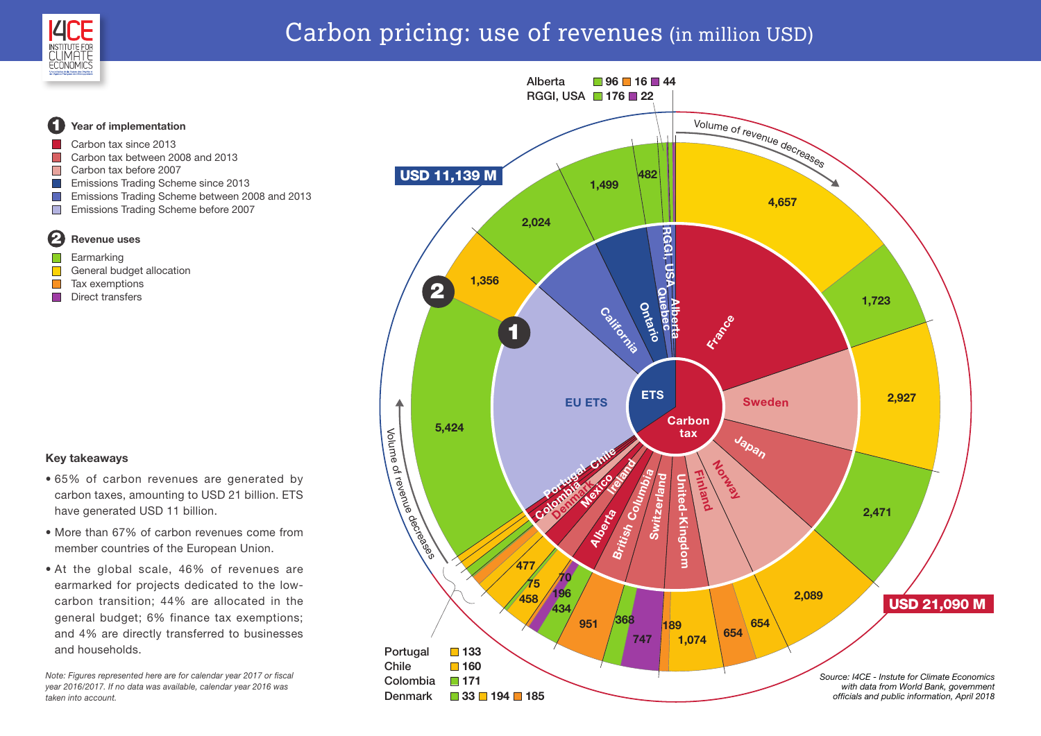# Carbon pricing: use of revenues (in million USD)

**1 Year of implementation**

- Carbon tax since 2013
- Carbon tax between 2008 and 2013
- Carbon tax before 2007
- Emissions Trading Scheme since 2013
- Emissions Trading Scheme between 2008 and 2013
- Emissions Trading Scheme before 2007

**2 Revenue uses**

- Earmarking
- General budget allocation
- Tax exemptions
- Direct transfers

**USD 11,139 M** (ETS) — **USD 21,090 M** (Carbon tax)

Volume of revenue decreases

| Jurisdiction | Values |
| --- | --- |
| France | 4,657; 1,723; 2,927 |
| Sweden | 2,471 |
| Japan | 2,089 |
| Norway | 654; 654 |
| Finland | 1,074 |
| United-Kingdom | 189; 747 |
| Switzerland | 368; 951 |
| British Columbia | 434 |
| Alberta | 196; 70 |
| Ireland | 458; 75 |
| Mexico | 477 |
| Portugal | 133 |
| Chile | 160 |
| Colombia | 171 |
| Denmark | 33; 194; 185 |
| EU ETS | 5,424; 1,356 |
| California | 2,024 |
| Ontario | 1,499 |
| Quebec | 482 |
| Alberta (ETS) | 96; 16; 44 |
| RGGI, USA | 176; 22 |

**Key takeaways**

- 65% of carbon revenues are generated by carbon taxes, amounting to USD 21 billion. ETS have generated USD 11 billion.
- More than 67% of carbon revenues come from member countries of the European Union.
- At the global scale, 46% of revenues are earmarked for projects dedicated to the low-carbon transition; 44% are allocated in the general budget; 6% finance tax exemptions; and 4% are directly transferred to businesses and households.

*Note: Figures represented here are for calendar year 2017 or fiscal year 2016/2017. If no data was available, calendar year 2016 was taken into account.*

*Source: I4CE - Instute for Climate Economics with data from World Bank, government officials and public information, April 2018*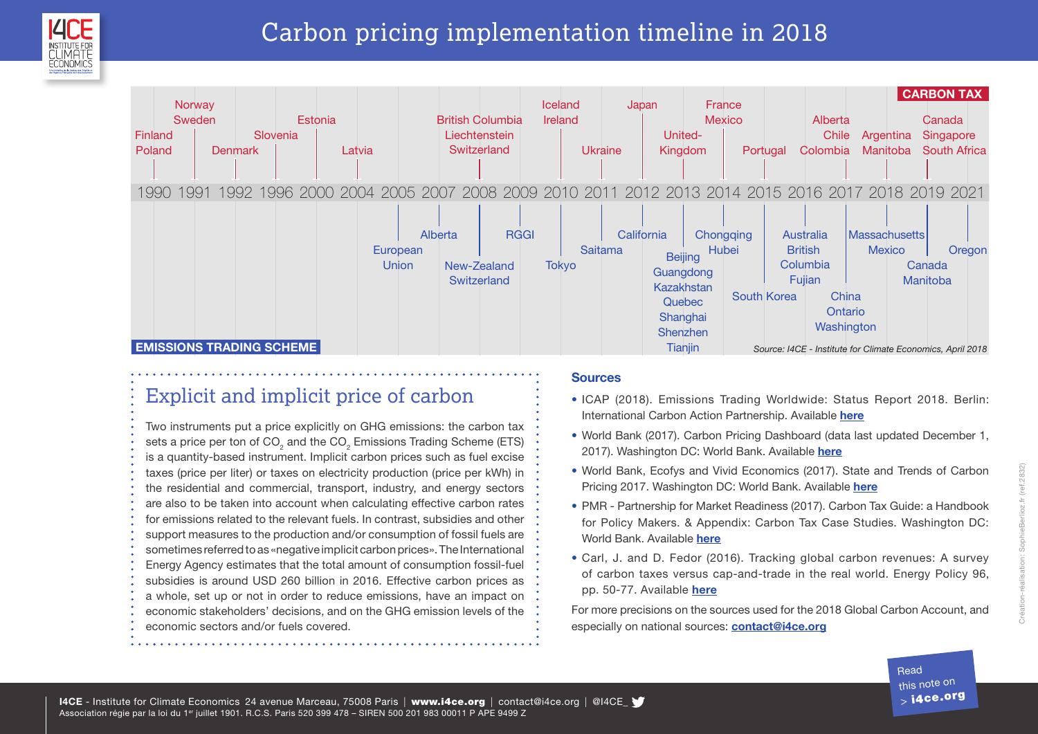# Carbon pricing implementation timeline in 2018

CARBON TAX

Finland
Poland

Norway
Sweden

Denmark

Slovenia

Estonia

Latvia

British Columbia
Liechtenstein
Switzerland

Iceland
Ireland

Ukraine

Japan

United-
Kingdom

France
Mexico

Portugal

Alberta
Chile
Colombia

Argentina
Manitoba

Canada
Singapore
South Africa

1990 1991 1992 1996 2000 2004 2005 2007 2008 2009 2010 2011 2012 2013 2014 2015 2016 2017 2018 2019 2021

European
Union

Alberta

New-Zealand
Switzerland

RGGI

Tokyo

Saitama

California

Beijing
Guangdong
Kazakhstan
Quebec
Shanghai
Shenzhen
Tianjin

Chongqing
Hubei

South Korea

Australia
British
Columbia
Fujian

China
Ontario
Washington

Massachusetts
Mexico

Canada
Manitoba

Oregon

EMISSIONS TRADING SCHEME

*Source: I4CE - Institute for Climate Economics, April 2018*

## Explicit and implicit price of carbon

Two instruments put a price explicitly on GHG emissions: the carbon tax sets a price per ton of $CO_2$ and the $CO_2$ Emissions Trading Scheme (ETS) is a quantity-based instrument. Implicit carbon prices such as fuel excise taxes (price per liter) or taxes on electricity production (price per kWh) in the residential and commercial, transport, industry, and energy sectors are also to be taken into account when calculating effective carbon rates for emissions related to the relevant fuels. In contrast, subsidies and other support measures to the production and/or consumption of fossil fuels are sometimes referred to as «negative implicit carbon prices». The International Energy Agency estimates that the total amount of consumption fossil-fuel subsidies is around USD 260 billion in 2016. Effective carbon prices as a whole, set up or not in order to reduce emissions, have an impact on economic stakeholders' decisions, and on the GHG emission levels of the economic sectors and/or fuels covered.

## Sources

- ICAP (2018). Emissions Trading Worldwide: Status Report 2018. Berlin: International Carbon Action Partnership. Available **here**
- World Bank (2017). Carbon Pricing Dashboard (data last updated December 1, 2017). Washington DC: World Bank. Available **here**
- World Bank, Ecofys and Vivid Economics (2017). State and Trends of Carbon Pricing 2017. Washington DC: World Bank. Available **here**
- PMR - Partnership for Market Readiness (2017). Carbon Tax Guide: a Handbook for Policy Makers. & Appendix: Carbon Tax Case Studies. Washington DC: World Bank. Available **here**
- Carl, J. and D. Fedor (2016). Tracking global carbon revenues: A survey of carbon taxes versus cap-and-trade in the real world. Energy Policy 96, pp. 50-77. Available **here**

For more precisions on the sources used for the 2018 Global Carbon Account, and especially on national sources: **contact@i4ce.org**

Read this note on > **i4ce.org**

**I4CE** - Institute for Climate Economics 24 avenue Marceau, 75008 Paris | **www.i4ce.org** | contact@i4ce.org | @I4CE_
Association régie par la loi du 1er juillet 1901. R.C.S. Paris 520 399 478 – SIREN 500 201 983 00011 P APE 9499 Z

Création-réalisation: SophieBerlioz.fr (ref.2832)